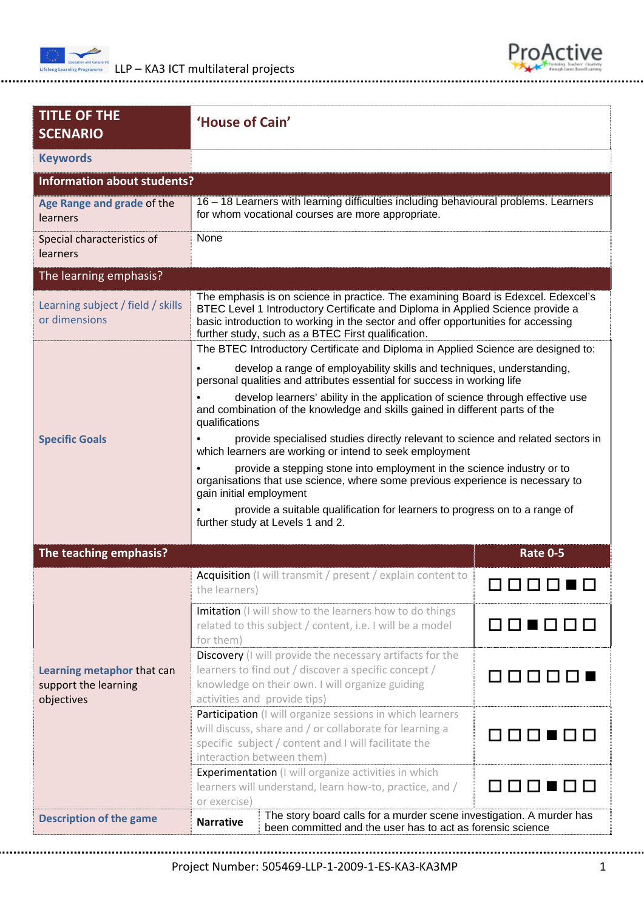| TITLE OF THE SCENARIO | 'House of Cain' | |
|---|---|---|
| Keywords | | |
| **Information about students?** | | |
| Age Range and grade of the learners | 16 – 18 Learners with learning difficulties including behavioural problems. Learners for whom vocational courses are more appropriate. | |
| Special characteristics of learners | None | |
| **The learning emphasis?** | | |
| Learning subject / field / skills or dimensions | The emphasis is on science in practice. The examining Board is Edexcel. Edexcel's BTEC Level 1 Introductory Certificate and Diploma in Applied Science provide a basic introduction to working in the sector and offer opportunities for accessing further study, such as a BTEC First qualification. | |
| Specific Goals | The BTEC Introductory Certificate and Diploma in Applied Science are designed to:<br>• develop a range of employability skills and techniques, understanding, personal qualities and attributes essential for success in working life<br>• develop learners' ability in the application of science through effective use and combination of the knowledge and skills gained in different parts of the qualifications<br>• provide specialised studies directly relevant to science and related sectors in which learners are working or intend to seek employment<br>• provide a stepping stone into employment in the science industry or to organisations that use science, where some previous experience is necessary to gain initial employment<br>• provide a suitable qualification for learners to progress on to a range of further study at Levels 1 and 2. | |
| **The teaching emphasis?** | | **Rate 0-5** |
| Learning metaphor that can support the learning objectives | Acquisition (I will transmit / present / explain content to the learners) | ☐ ☐ ☐ ☐ ■ ☐ |
| | Imitation (I will show to the learners how to do things related to this subject / content, i.e. I will be a model for them) | ☐ ☐ ■ ☐ ☐ ☐ |
| | Discovery (I will provide the necessary artifacts for the learners to find out / discover a specific concept / knowledge on their own. I will organize guiding activities and provide tips) | ☐ ☐ ☐ ☐ ☐ ■ |
| | Participation (I will organize sessions in which learners will discuss, share and / or collaborate for learning a specific subject / content and I will facilitate the interaction between them) | ☐ ☐ ☐ ■ ☐ ☐ |
| | Experimentation (I will organize activities in which learners will understand, learn how-to, practice, and / or exercise) | ☐ ☐ ☐ ■ ☐ ☐ |
| Description of the game | **Narrative** | The story board calls for a murder scene investigation. A murder has been committed and the user has to act as forensic science |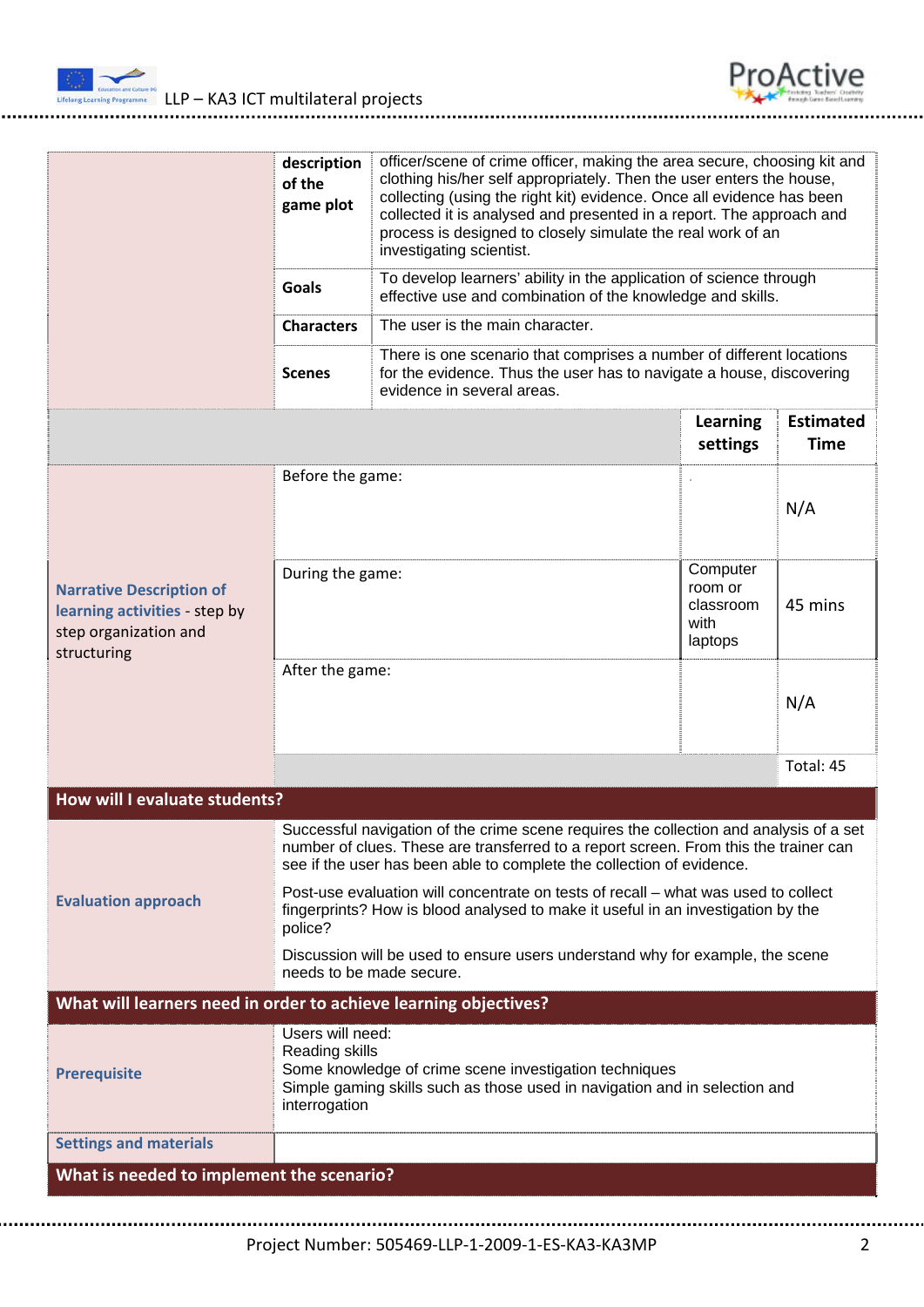| | | |
|---|---|---|
| | **description of the game plot** | officer/scene of crime officer, making the area secure, choosing kit and clothing his/her self appropriately. Then the user enters the house, collecting (using the right kit) evidence. Once all evidence has been collected it is analysed and presented in a report. The approach and process is designed to closely simulate the real work of an investigating scientist. |
| | **Goals** | To develop learners' ability in the application of science through effective use and combination of the knowledge and skills. |
| | **Characters** | The user is the main character. |
| | **Scenes** | There is one scenario that comprises a number of different locations for the evidence. Thus the user has to navigate a house, discovering evidence in several areas. |

| | | **Learning settings** | **Estimated Time** |
|---|---|---|---|
| **Narrative Description of learning activities** - step by step organization and structuring | Before the game: | . | N/A |
| | During the game: | Computer room or classroom with laptops | 45 mins |
| | After the game: | | N/A |
| | | | Total: 45 |

## How will I evaluate students?

| | |
|---|---|
| **Evaluation approach** | Successful navigation of the crime scene requires the collection and analysis of a set number of clues. These are transferred to a report screen. From this the trainer can see if the user has been able to complete the collection of evidence.<br><br>Post-use evaluation will concentrate on tests of recall – what was used to collect fingerprints? How is blood analysed to make it useful in an investigation by the police?<br><br>Discussion will be used to ensure users understand why for example, the scene needs to be made secure. |

## What will learners need in order to achieve learning objectives?

| | |
|---|---|
| **Prerequisite** | Users will need:<br>Reading skills<br>Some knowledge of crime scene investigation techniques<br>Simple gaming skills such as those used in navigation and in selection and interrogation |
| **Settings and materials** | |

## What is needed to implement the scenario?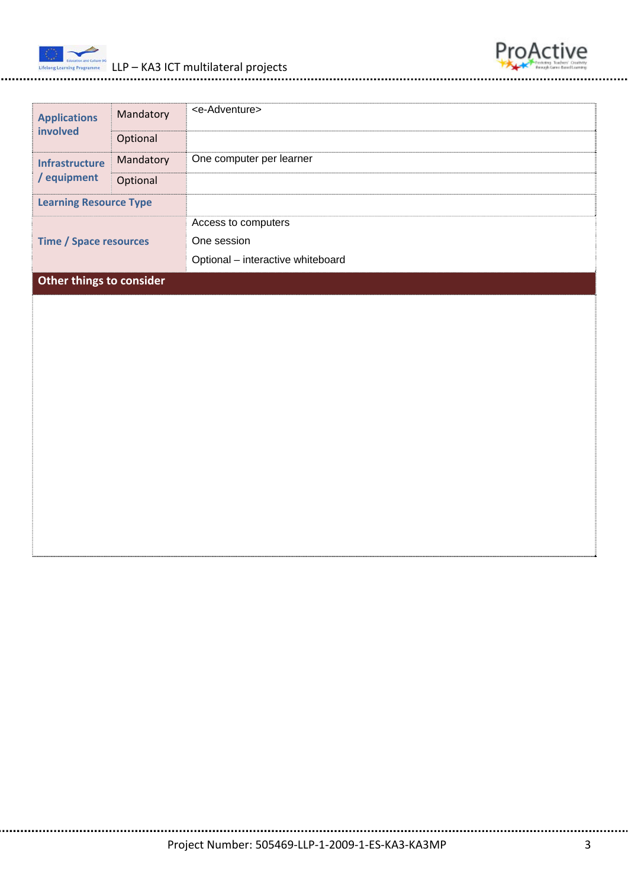| | | |
|---|---|---|
| **Applications involved** | Mandatory | <e-Adventure> |
| | Optional | |
| **Infrastructure / equipment** | Mandatory | One computer per learner |
| | Optional | |
| **Learning Resource Type** | | |
| **Time / Space resources** | | Access to computers<br>One session<br>Optional – interactive whiteboard |

**Other things to consider**